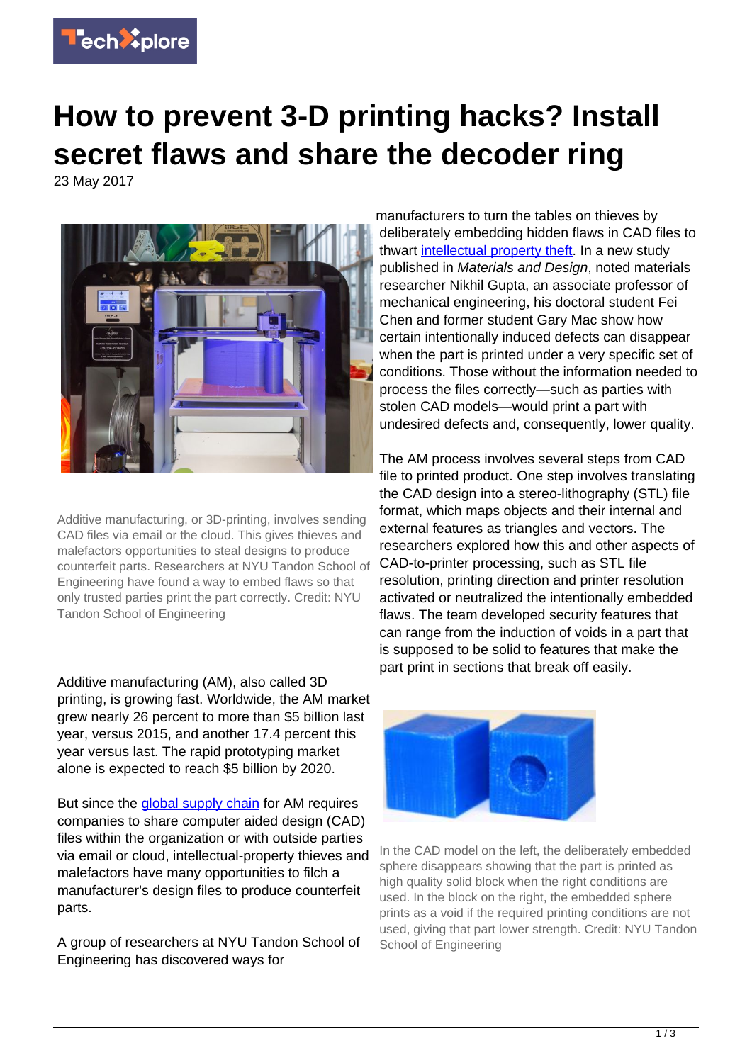# How to prevent 3-D printing hacks? Install secret flaws and share the decoder ring

23 May 2017

Additive manufacturing, or 3D-printing, involves sending CAD files via email or the cloud. This gives thieves and malefactors opportunities to steal designs to produce counterfeit parts. Researchers at NYU Tandon School of Engineering have found a way to embed flaws so that only trusted parties print the part correctly. Credit: NYU Tandon School of Engineering

Additive manufacturing (AM), also called 3D printing, is growing fast. Worldwide, the AM market grew nearly 26 percent to more than $5 billion last year, versus 2015, and another 17.4 percent this year versus last. The rapid prototyping market alone is expected to reach $5 billion by 2020.

But since the global supply chain for AM requires companies to share computer aided design (CAD) files within the organization or with outside parties via email or cloud, intellectual-property thieves and malefactors have many opportunities to filch a manufacturer's design files to produce counterfeit parts.

A group of researchers at NYU Tandon School of Engineering has discovered ways for manufacturers to turn the tables on thieves by deliberately embedding hidden flaws in CAD files to thwart intellectual property theft. In a new study published in *Materials and Design*, noted materials researcher Nikhil Gupta, an associate professor of mechanical engineering, his doctoral student Fei Chen and former student Gary Mac show how certain intentionally induced defects can disappear when the part is printed under a very specific set of conditions. Those without the information needed to process the files correctly—such as parties with stolen CAD models—would print a part with undesired defects and, consequently, lower quality.

The AM process involves several steps from CAD file to printed product. One step involves translating the CAD design into a stereo-lithography (STL) file format, which maps objects and their internal and external features as triangles and vectors. The researchers explored how this and other aspects of CAD-to-printer processing, such as STL file resolution, printing direction and printer resolution activated or neutralized the intentionally embedded flaws. The team developed security features that can range from the induction of voids in a part that is supposed to be solid to features that make the part print in sections that break off easily.

In the CAD model on the left, the deliberately embedded sphere disappears showing that the part is printed as high quality solid block when the right conditions are used. In the block on the right, the embedded sphere prints as a void if the required printing conditions are not used, giving that part lower strength. Credit: NYU Tandon School of Engineering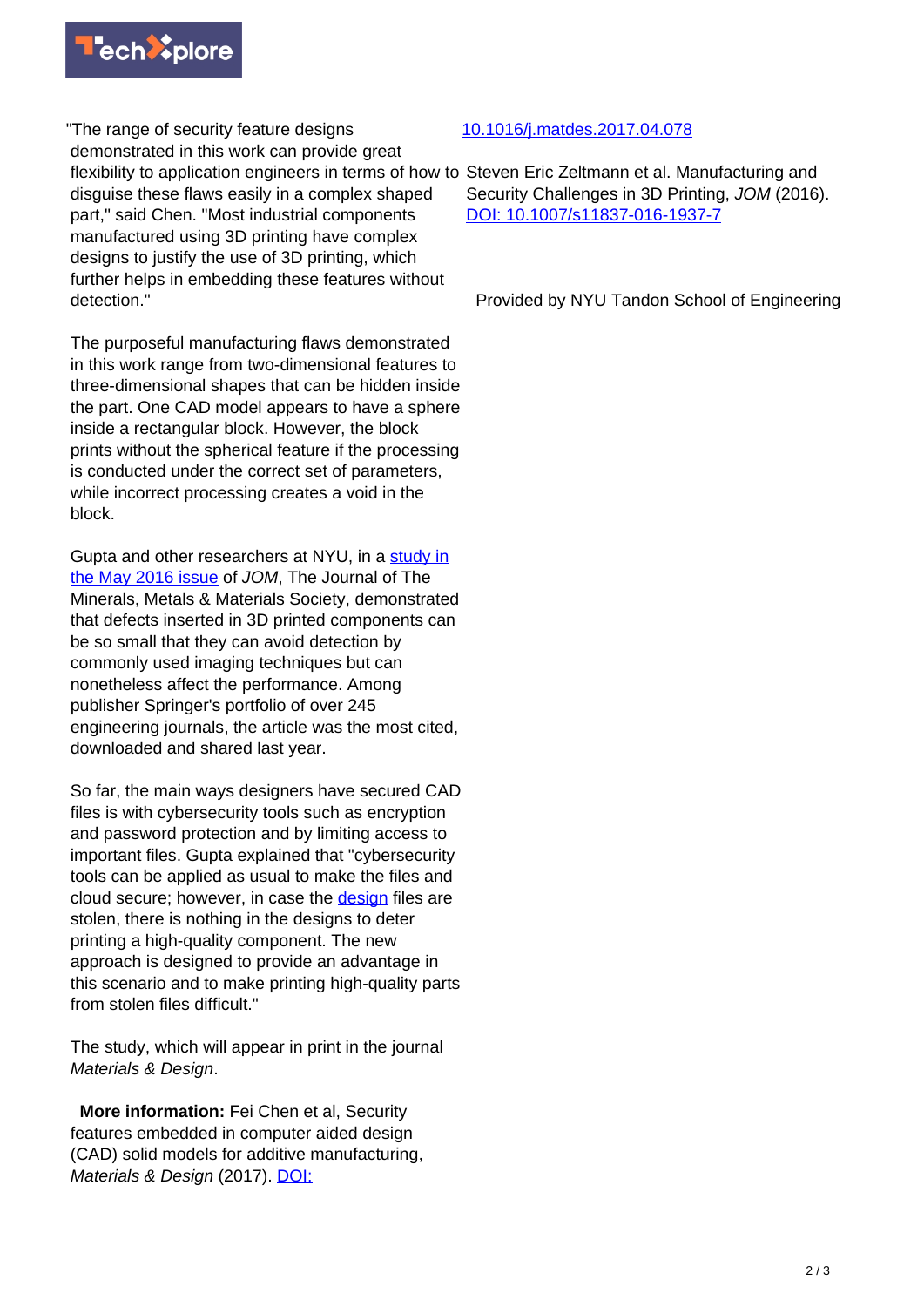"The range of security feature designs demonstrated in this work can provide great flexibility to application engineers in terms of how to disguise these flaws easily in a complex shaped part," said Chen. "Most industrial components manufactured using 3D printing have complex designs to justify the use of 3D printing, which further helps in embedding these features without detection."

The purposeful manufacturing flaws demonstrated in this work range from two-dimensional features to three-dimensional shapes that can be hidden inside the part. One CAD model appears to have a sphere inside a rectangular block. However, the block prints without the spherical feature if the processing is conducted under the correct set of parameters, while incorrect processing creates a void in the block.

Gupta and other researchers at NYU, in a study in the May 2016 issue of *JOM*, The Journal of The Minerals, Metals & Materials Society, demonstrated that defects inserted in 3D printed components can be so small that they can avoid detection by commonly used imaging techniques but can nonetheless affect the performance. Among publisher Springer's portfolio of over 245 engineering journals, the article was the most cited, downloaded and shared last year.

So far, the main ways designers have secured CAD files is with cybersecurity tools such as encryption and password protection and by limiting access to important files. Gupta explained that "cybersecurity tools can be applied as usual to make the files and cloud secure; however, in case the design files are stolen, there is nothing in the designs to deter printing a high-quality component. The new approach is designed to provide an advantage in this scenario and to make printing high-quality parts from stolen files difficult."

The study, which will appear in print in the journal *Materials & Design*.

**More information:** Fei Chen et al, Security features embedded in computer aided design (CAD) solid models for additive manufacturing, *Materials & Design* (2017). DOI: 10.1016/j.matdes.2017.04.078

Steven Eric Zeltmann et al. Manufacturing and Security Challenges in 3D Printing, *JOM* (2016). DOI: 10.1007/s11837-016-1937-7

Provided by NYU Tandon School of Engineering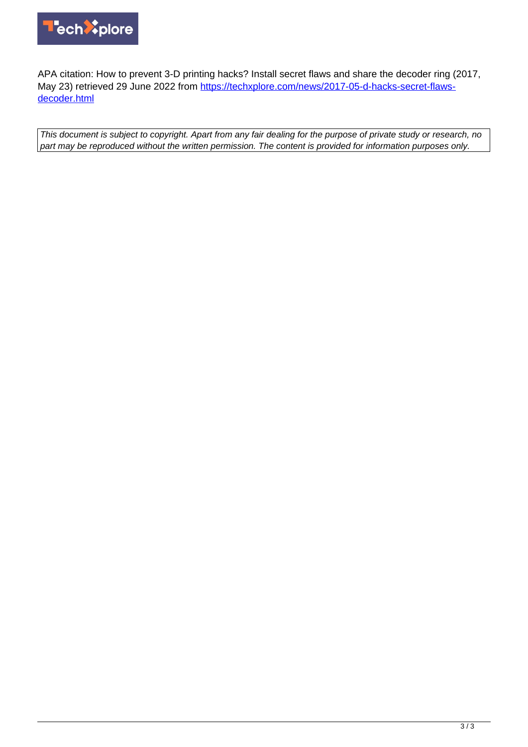APA citation: How to prevent 3-D printing hacks? Install secret flaws and share the decoder ring (2017, May 23) retrieved 29 June 2022 from [https://techxplore.com/news/2017-05-d-hacks-secret-flaws-decoder.html](https://techxplore.com/news/2017-05-d-hacks-secret-flaws-decoder.html)

*This document is subject to copyright. Apart from any fair dealing for the purpose of private study or research, no part may be reproduced without the written permission. The content is provided for information purposes only.*